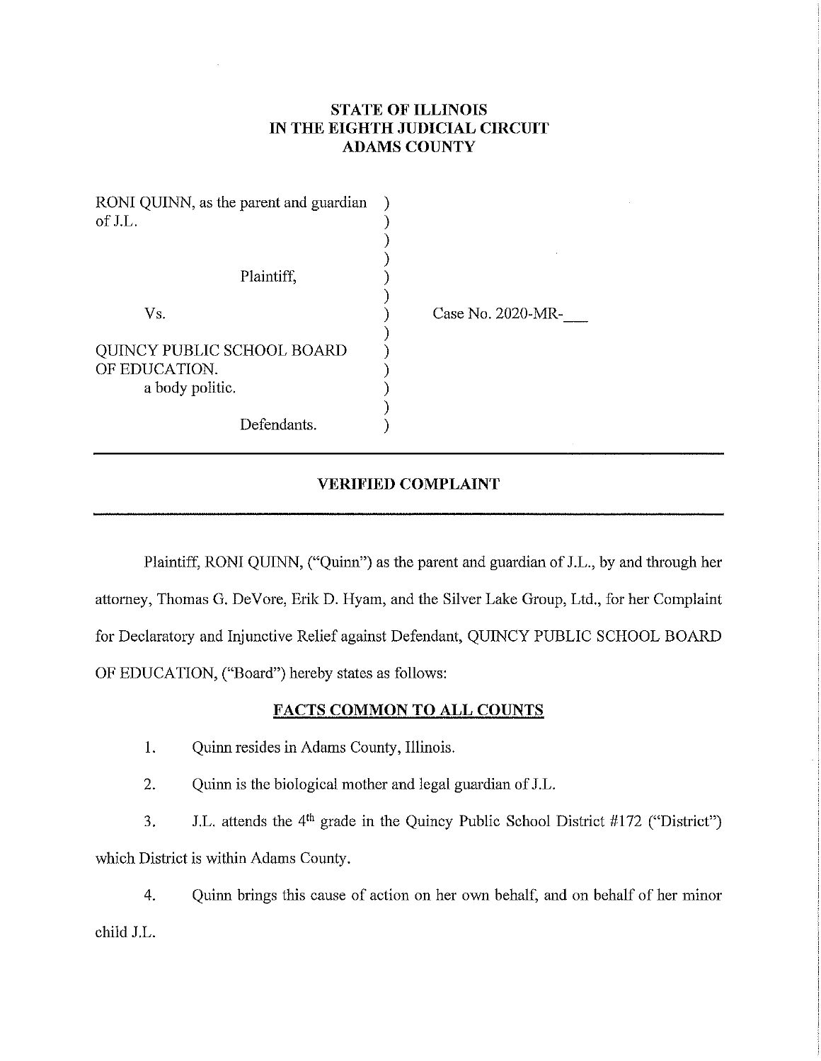**STATE OF ILLINOIS**
**IN THE EIGHTH JUDICIAL CIRCUIT**
**ADAMS COUNTY**

| | | |
|---|---|---|
| RONI QUINN, as the parent and guardian of J.L. | ) | |
| Plaintiff, | ) | |
| Vs. | ) | Case No. 2020-MR-___ |
| QUINCY PUBLIC SCHOOL BOARD OF EDUCATION. a body politic. | ) | |
| Defendants. | ) | |

## VERIFIED COMPLAINT

Plaintiff, RONI QUINN, ("Quinn") as the parent and guardian of J.L., by and through her attorney, Thomas G. DeVore, Erik D. Hyam, and the Silver Lake Group, Ltd., for her Complaint for Declaratory and Injunctive Relief against Defendant, QUINCY PUBLIC SCHOOL BOARD OF EDUCATION, ("Board") hereby states as follows:

### FACTS COMMON TO ALL COUNTS

1. Quinn resides in Adams County, Illinois.

2. Quinn is the biological mother and legal guardian of J.L.

3. J.L. attends the 4th grade in the Quincy Public School District #172 ("District") which District is within Adams County.

4. Quinn brings this cause of action on her own behalf, and on behalf of her minor child J.L.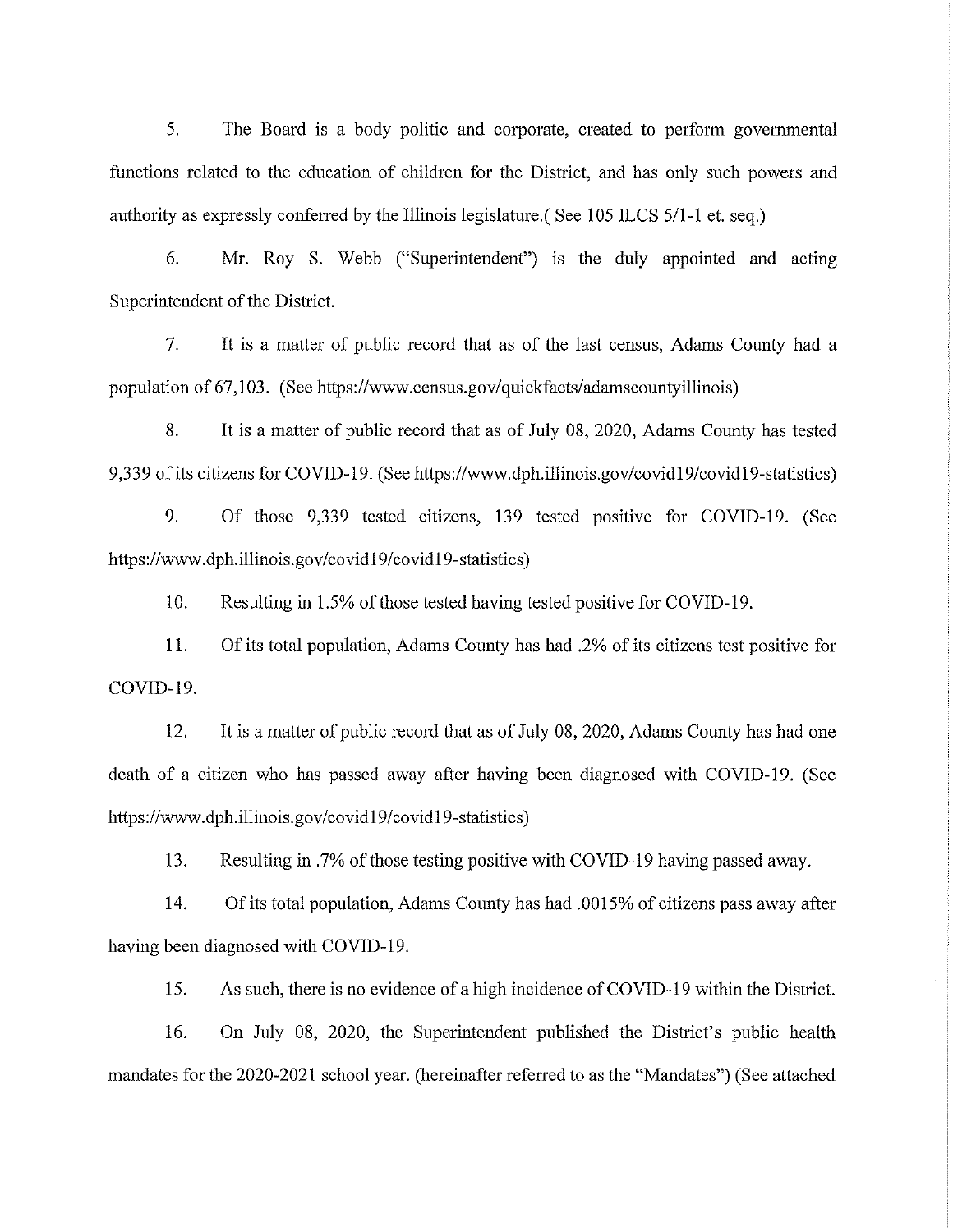5. The Board is a body politic and corporate, created to perform governmental functions related to the education of children for the District, and has only such powers and authority as expressly conferred by the Illinois legislature.( See 105 ILCS 5/1-1 et. seq.)

6. Mr. Roy S. Webb ("Superintendent") is the duly appointed and acting Superintendent of the District.

7. It is a matter of public record that as of the last census, Adams County had a population of 67,103. (See https://www.census.gov/quickfacts/adamscountyillinois)

8. It is a matter of public record that as of July 08, 2020, Adams County has tested 9,339 of its citizens for COVID-19. (See https://www.dph.illinois.gov/covid19/covid19-statistics)

9. Of those 9,339 tested citizens, 139 tested positive for COVID-19. (See https://www.dph.illinois.gov/covid19/covid19-statistics)

10. Resulting in 1.5% of those tested having tested positive for COVID-19.

11. Of its total population, Adams County has had .2% of its citizens test positive for COVID-19.

12. It is a matter of public record that as of July 08, 2020, Adams County has had one death of a citizen who has passed away after having been diagnosed with COVID-19. (See https://www.dph.illinois.gov/covid19/covid19-statistics)

13. Resulting in .7% of those testing positive with COVID-19 having passed away.

14. Of its total population, Adams County has had .0015% of citizens pass away after having been diagnosed with COVID-19.

15. As such, there is no evidence of a high incidence of COVID-19 within the District.

16. On July 08, 2020, the Superintendent published the District's public health mandates for the 2020-2021 school year. (hereinafter referred to as the "Mandates") (See attached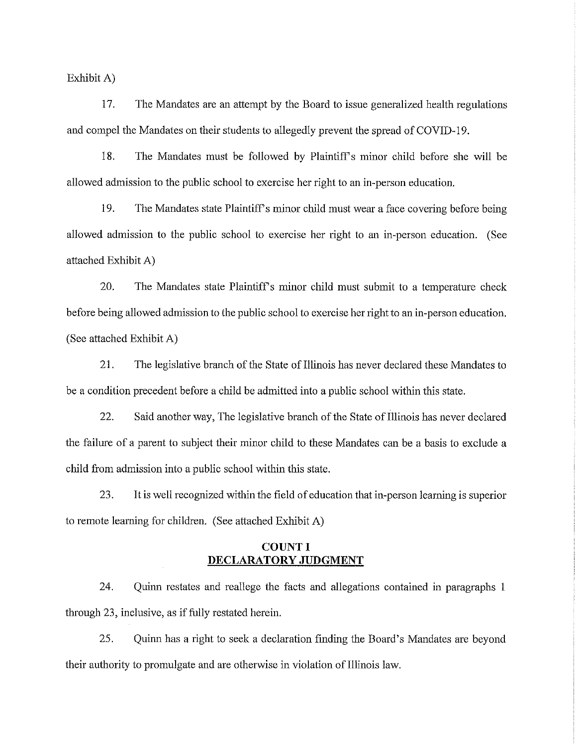Exhibit A)

17. The Mandates are an attempt by the Board to issue generalized health regulations and compel the Mandates on their students to allegedly prevent the spread of COVID-19.

18. The Mandates must be followed by Plaintiff's minor child before she will be allowed admission to the public school to exercise her right to an in-person education.

19. The Mandates state Plaintiff's minor child must wear a face covering before being allowed admission to the public school to exercise her right to an in-person education. (See attached Exhibit A)

20. The Mandates state Plaintiff's minor child must submit to a temperature check before being allowed admission to the public school to exercise her right to an in-person education. (See attached Exhibit A)

21. The legislative branch of the State of Illinois has never declared these Mandates to be a condition precedent before a child be admitted into a public school within this state.

22. Said another way, The legislative branch of the State of Illinois has never declared the failure of a parent to subject their minor child to these Mandates can be a basis to exclude a child from admission into a public school within this state.

23. It is well recognized within the field of education that in-person learning is superior to remote learning for children. (See attached Exhibit A)

## COUNT I
## DECLARATORY JUDGMENT

24. Quinn restates and reallege the facts and allegations contained in paragraphs 1 through 23, inclusive, as if fully restated herein.

25. Quinn has a right to seek a declaration finding the Board's Mandates are beyond their authority to promulgate and are otherwise in violation of Illinois law.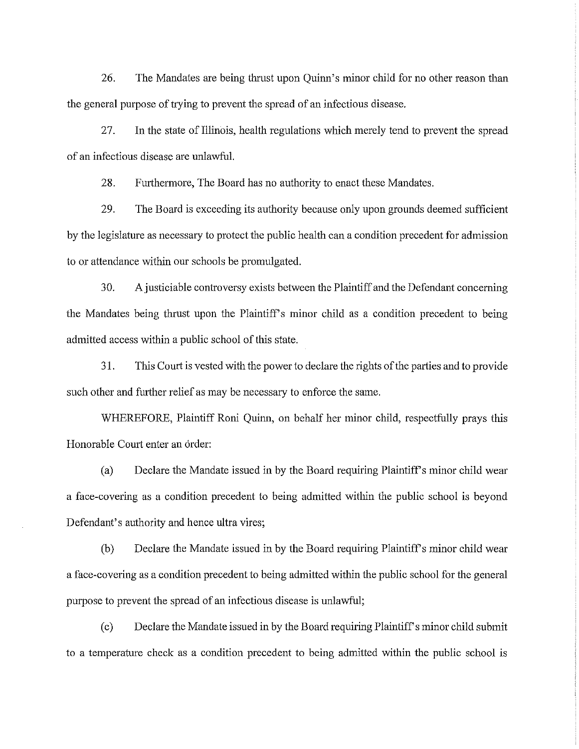26. The Mandates are being thrust upon Quinn's minor child for no other reason than the general purpose of trying to prevent the spread of an infectious disease.

27. In the state of Illinois, health regulations which merely tend to prevent the spread of an infectious disease are unlawful.

28. Furthermore, The Board has no authority to enact these Mandates.

29. The Board is exceeding its authority because only upon grounds deemed sufficient by the legislature as necessary to protect the public health can a condition precedent for admission to or attendance within our schools be promulgated.

30. A justiciable controversy exists between the Plaintiff and the Defendant concerning the Mandates being thrust upon the Plaintiff's minor child as a condition precedent to being admitted access within a public school of this state.

31. This Court is vested with the power to declare the rights of the parties and to provide such other and further relief as may be necessary to enforce the same.

WHEREFORE, Plaintiff Roni Quinn, on behalf her minor child, respectfully prays this Honorable Court enter an order:

(a) Declare the Mandate issued in by the Board requiring Plaintiff's minor child wear a face-covering as a condition precedent to being admitted within the public school is beyond Defendant's authority and hence ultra vires;

(b) Declare the Mandate issued in by the Board requiring Plaintiff's minor child wear a face-covering as a condition precedent to being admitted within the public school for the general purpose to prevent the spread of an infectious disease is unlawful;

(c) Declare the Mandate issued in by the Board requiring Plaintiff's minor child submit to a temperature check as a condition precedent to being admitted within the public school is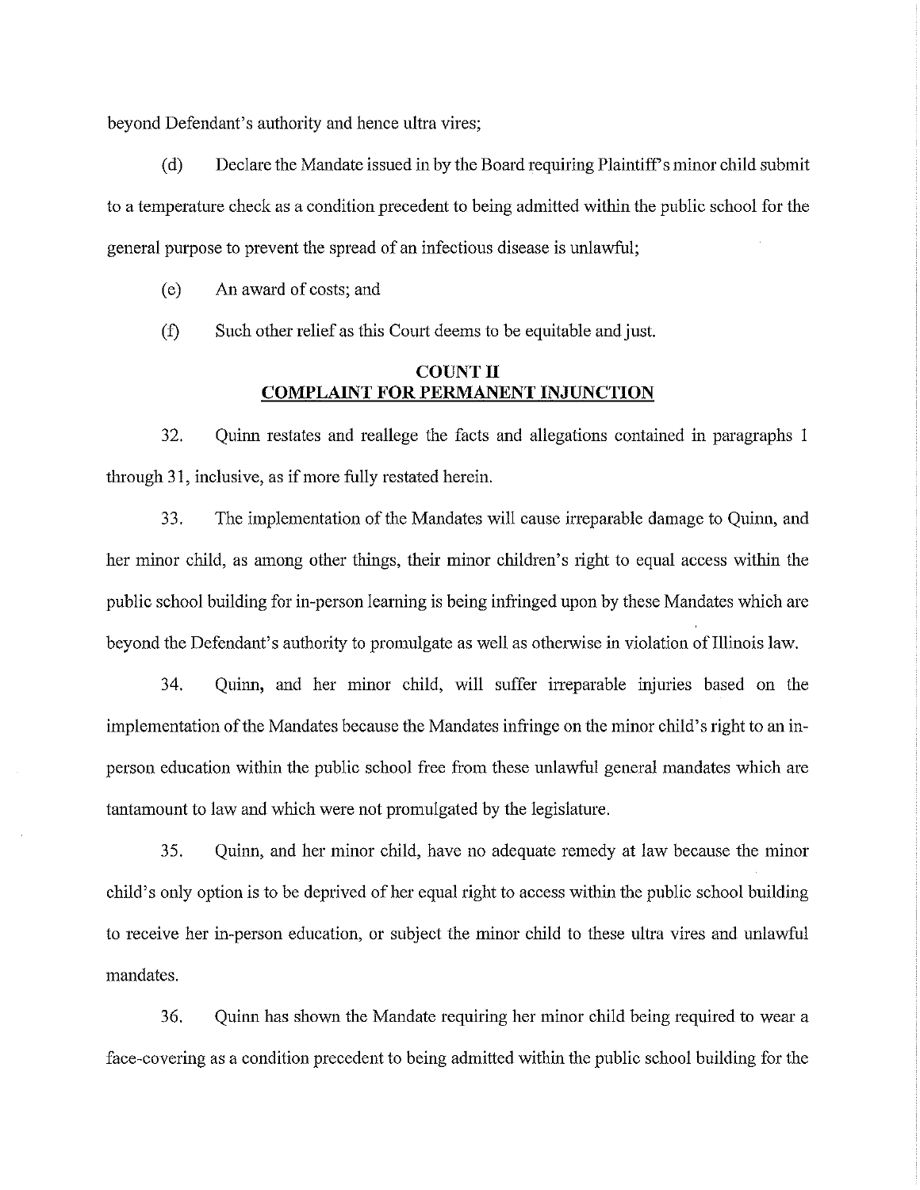beyond Defendant's authority and hence ultra vires;

(d) Declare the Mandate issued in by the Board requiring Plaintiff's minor child submit to a temperature check as a condition precedent to being admitted within the public school for the general purpose to prevent the spread of an infectious disease is unlawful;

(e) An award of costs; and

(f) Such other relief as this Court deems to be equitable and just.

## COUNT II
## COMPLAINT FOR PERMANENT INJUNCTION

32. Quinn restates and reallege the facts and allegations contained in paragraphs 1 through 31, inclusive, as if more fully restated herein.

33. The implementation of the Mandates will cause irreparable damage to Quinn, and her minor child, as among other things, their minor children's right to equal access within the public school building for in-person learning is being infringed upon by these Mandates which are beyond the Defendant's authority to promulgate as well as otherwise in violation of Illinois law.

34. Quinn, and her minor child, will suffer irreparable injuries based on the implementation of the Mandates because the Mandates infringe on the minor child's right to an in-person education within the public school free from these unlawful general mandates which are tantamount to law and which were not promulgated by the legislature.

35. Quinn, and her minor child, have no adequate remedy at law because the minor child's only option is to be deprived of her equal right to access within the public school building to receive her in-person education, or subject the minor child to these ultra vires and unlawful mandates.

36. Quinn has shown the Mandate requiring her minor child being required to wear a face-covering as a condition precedent to being admitted within the public school building for the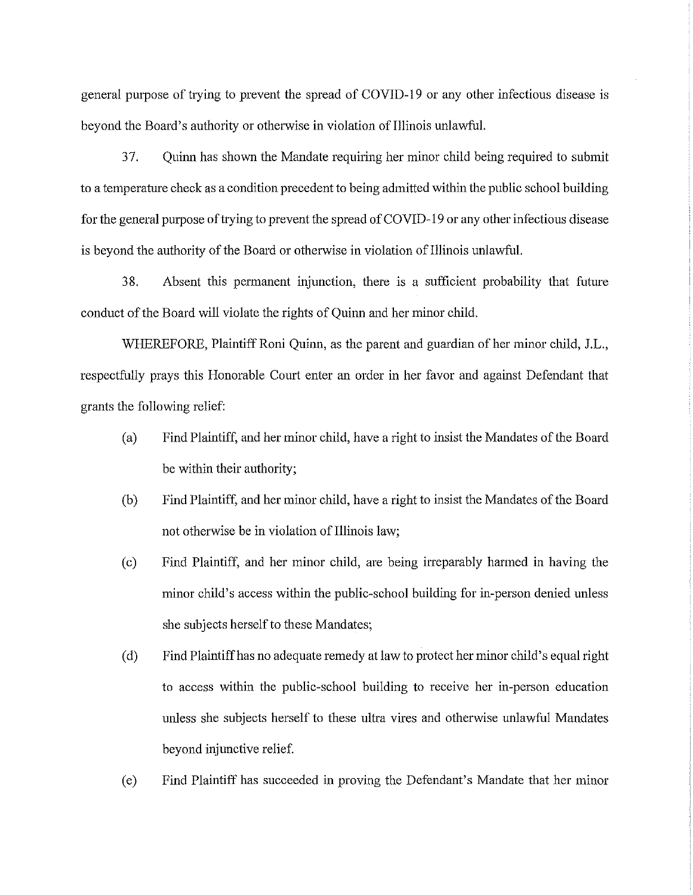general purpose of trying to prevent the spread of COVID-19 or any other infectious disease is beyond the Board's authority or otherwise in violation of Illinois unlawful.

37. Quinn has shown the Mandate requiring her minor child being required to submit to a temperature check as a condition precedent to being admitted within the public school building for the general purpose of trying to prevent the spread of COVID-19 or any other infectious disease is beyond the authority of the Board or otherwise in violation of Illinois unlawful.

38. Absent this permanent injunction, there is a sufficient probability that future conduct of the Board will violate the rights of Quinn and her minor child.

WHEREFORE, Plaintiff Roni Quinn, as the parent and guardian of her minor child, J.L., respectfully prays this Honorable Court enter an order in her favor and against Defendant that grants the following relief:

(a) Find Plaintiff, and her minor child, have a right to insist the Mandates of the Board be within their authority;

(b) Find Plaintiff, and her minor child, have a right to insist the Mandates of the Board not otherwise be in violation of Illinois law;

(c) Find Plaintiff, and her minor child, are being irreparably harmed in having the minor child's access within the public-school building for in-person denied unless she subjects herself to these Mandates;

(d) Find Plaintiff has no adequate remedy at law to protect her minor child's equal right to access within the public-school building to receive her in-person education unless she subjects herself to these ultra vires and otherwise unlawful Mandates beyond injunctive relief.

(e) Find Plaintiff has succeeded in proving the Defendant's Mandate that her minor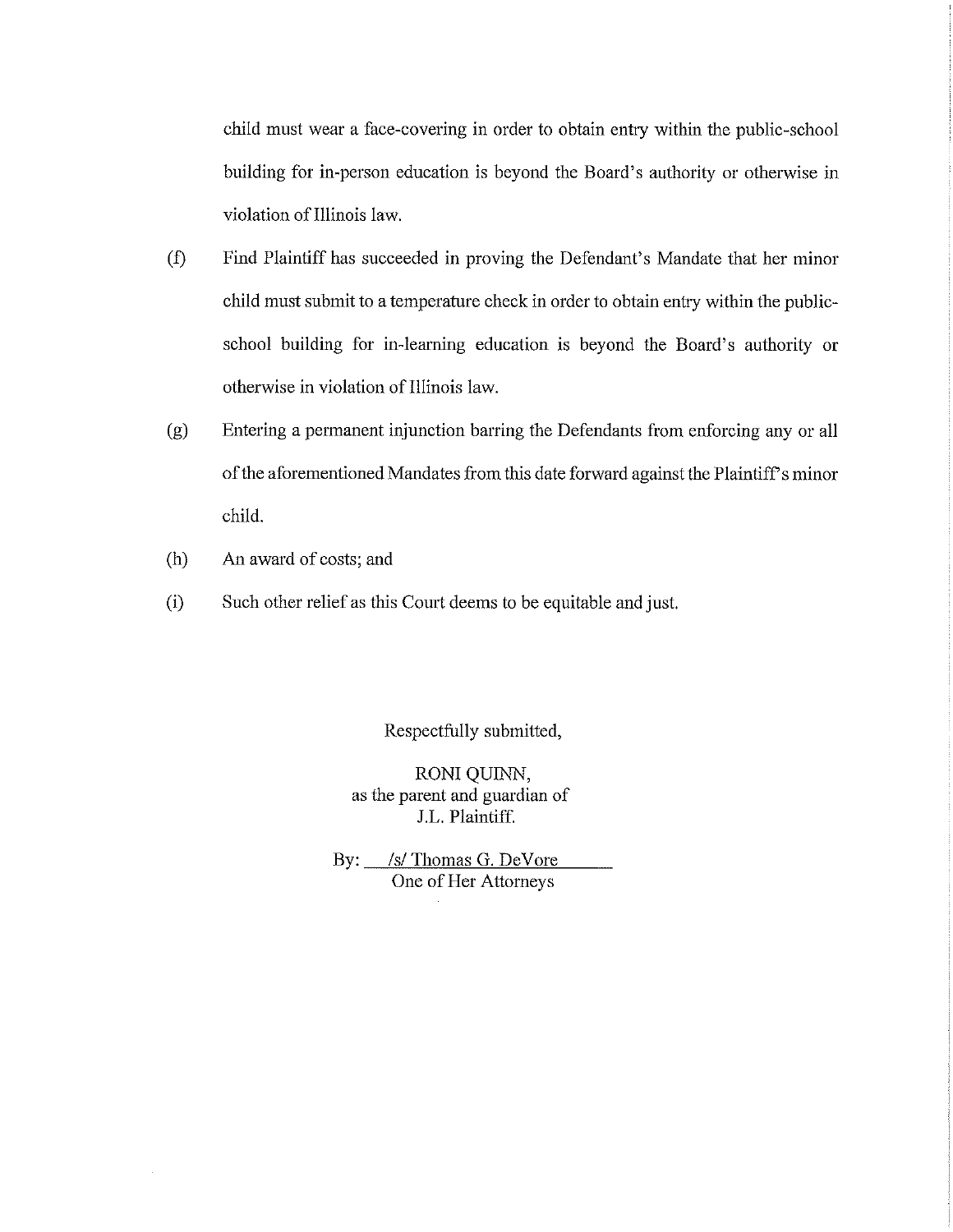child must wear a face-covering in order to obtain entry within the public-school building for in-person education is beyond the Board's authority or otherwise in violation of Illinois law.

(f) Find Plaintiff has succeeded in proving the Defendant's Mandate that her minor child must submit to a temperature check in order to obtain entry within the public-school building for in-learning education is beyond the Board's authority or otherwise in violation of Illinois law.

(g) Entering a permanent injunction barring the Defendants from enforcing any or all of the aforementioned Mandates from this date forward against the Plaintiff's minor child.

(h) An award of costs; and

(i) Such other relief as this Court deems to be equitable and just.

Respectfully submitted,

RONI QUINN,
as the parent and guardian of
J.L. Plaintiff.

By: /s/ Thomas G. DeVore
One of Her Attorneys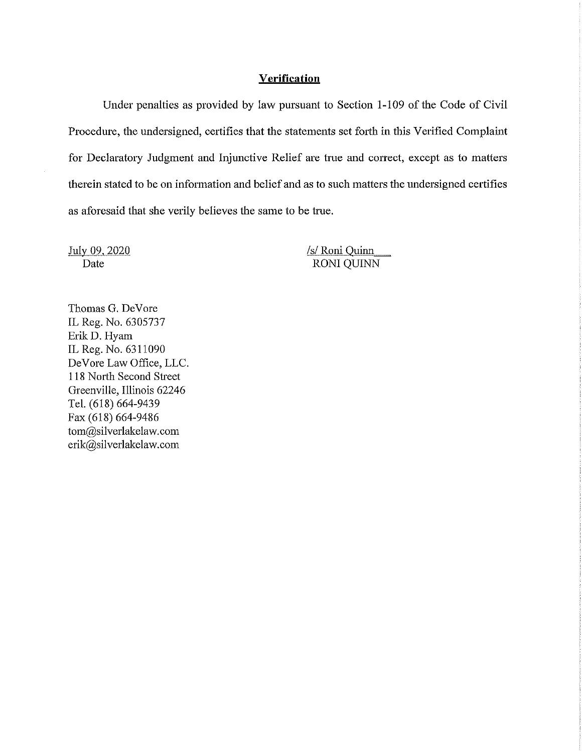**Verification**

Under penalties as provided by law pursuant to Section 1-109 of the Code of Civil Procedure, the undersigned, certifies that the statements set forth in this Verified Complaint for Declaratory Judgment and Injunctive Relief are true and correct, except as to matters therein stated to be on information and belief and as to such matters the undersigned certifies as aforesaid that she verily believes the same to be true.

July 09, 2020
Date

/s/ Roni Quinn
RONI QUINN

Thomas G. DeVore
IL Reg. No. 6305737
Erik D. Hyam
IL Reg. No. 6311090
DeVore Law Office, LLC.
118 North Second Street
Greenville, Illinois 62246
Tel. (618) 664-9439
Fax (618) 664-9486
tom@silverlakelaw.com
erik@silverlakelaw.com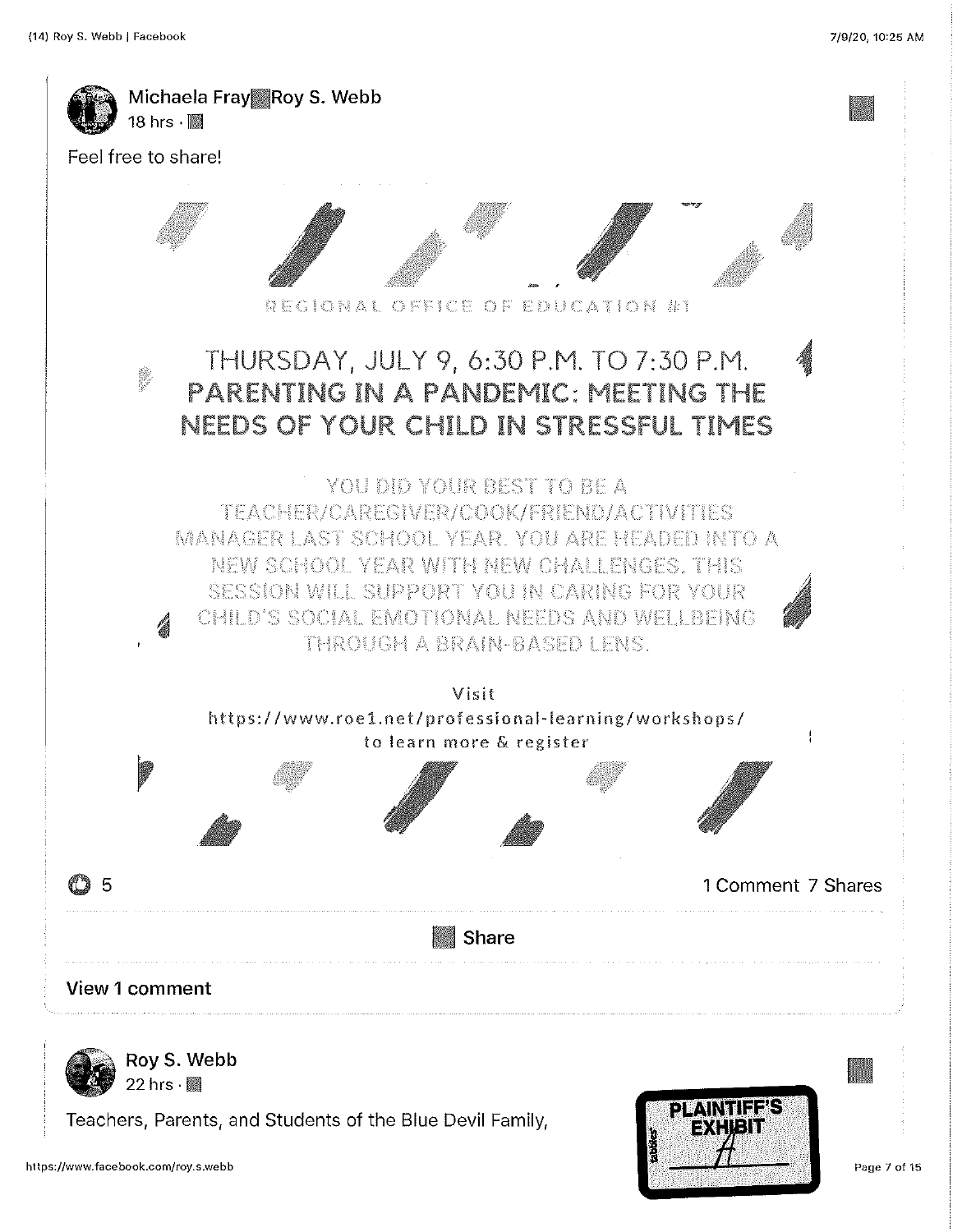Michaela Fray ▸ Roy S. Webb

18 hrs ·

Feel free to share!

REGIONAL OFFICE OF EDUCATION #1

THURSDAY, JULY 9, 6:30 P.M. TO 7:30 P.M.

**PARENTING IN A PANDEMIC: MEETING THE NEEDS OF YOUR CHILD IN STRESSFUL TIMES**

YOU DID YOUR BEST TO BE A TEACHER/CAREGIVER/COOK/FRIEND/ACTIVITIES MANAGER LAST SCHOOL YEAR. YOU ARE HEADED INTO A NEW SCHOOL YEAR WITH NEW CHALLENGES. THIS SESSION WILL SUPPORT YOU IN CARING FOR YOUR CHILD'S SOCIAL EMOTIONAL NEEDS AND WELLBEING THROUGH A BRAIN-BASED LENS.

Visit https://www.roe1.net/professional-learning/workshops/ to learn more & register

5

1 Comment 7 Shares

Share

View 1 comment

Roy S. Webb

22 hrs ·

Teachers, Parents, and Students of the Blue Devil Family,

PLAINTIFF'S EXHIBIT A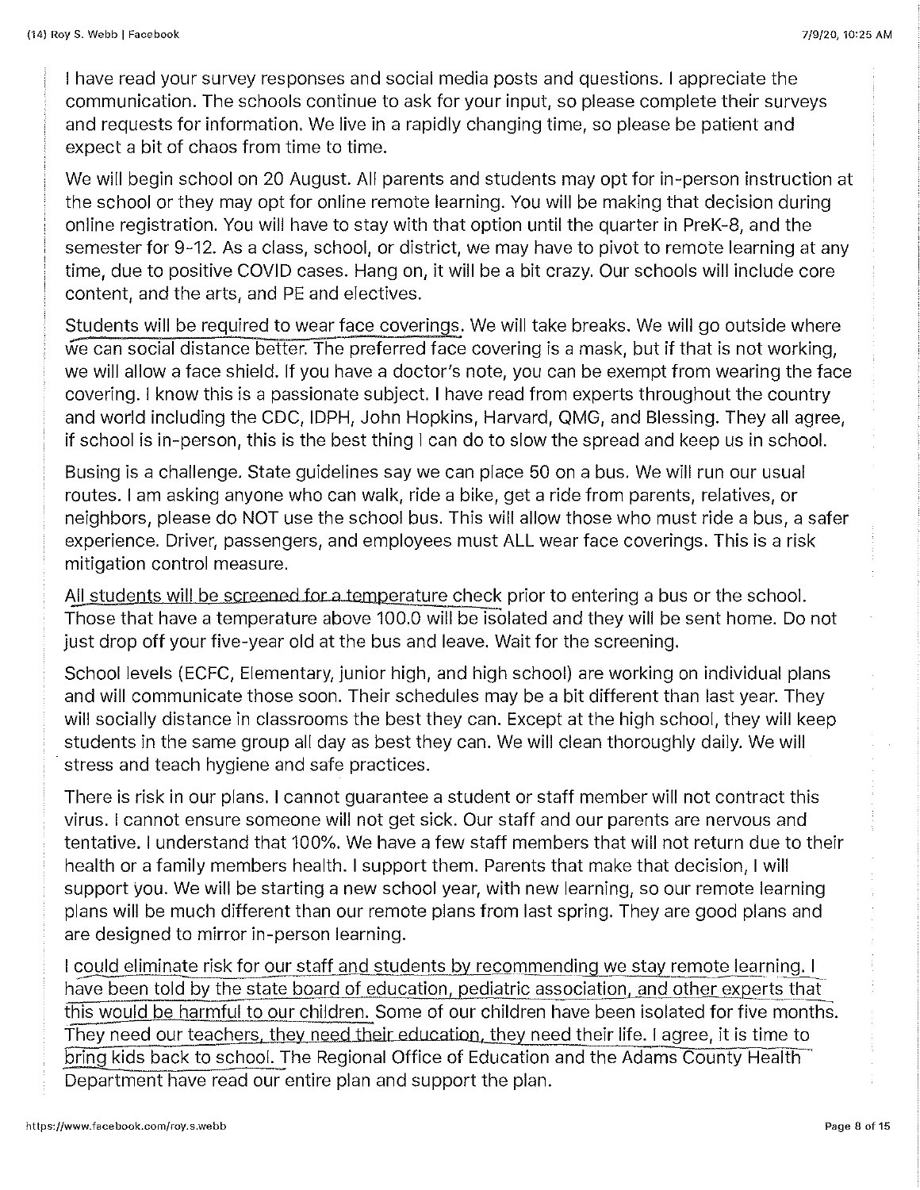I have read your survey responses and social media posts and questions. I appreciate the communication. The schools continue to ask for your input, so please complete their surveys and requests for information. We live in a rapidly changing time, so please be patient and expect a bit of chaos from time to time.

We will begin school on 20 August. All parents and students may opt for in-person instruction at the school or they may opt for online remote learning. You will be making that decision during online registration. You will have to stay with that option until the quarter in PreK-8, and the semester for 9-12. As a class, school, or district, we may have to pivot to remote learning at any time, due to positive COVID cases. Hang on, it will be a bit crazy. Our schools will include core content, and the arts, and PE and electives.

Students will be required to wear face coverings. We will take breaks. We will go outside where we can social distance better. The preferred face covering is a mask, but if that is not working, we will allow a face shield. If you have a doctor's note, you can be exempt from wearing the face covering. I know this is a passionate subject. I have read from experts throughout the country and world including the CDC, IDPH, John Hopkins, Harvard, QMG, and Blessing. They all agree, if school is in-person, this is the best thing I can do to slow the spread and keep us in school.

Busing is a challenge. State guidelines say we can place 50 on a bus. We will run our usual routes. I am asking anyone who can walk, ride a bike, get a ride from parents, relatives, or neighbors, please do NOT use the school bus. This will allow those who must ride a bus, a safer experience. Driver, passengers, and employees must ALL wear face coverings. This is a risk mitigation control measure.

All students will be screened for a temperature check prior to entering a bus or the school. Those that have a temperature above 100.0 will be isolated and they will be sent home. Do not just drop off your five-year old at the bus and leave. Wait for the screening.

School levels (ECFC, Elementary, junior high, and high school) are working on individual plans and will communicate those soon. Their schedules may be a bit different than last year. They will socially distance in classrooms the best they can. Except at the high school, they will keep students in the same group all day as best they can. We will clean thoroughly daily. We will stress and teach hygiene and safe practices.

There is risk in our plans. I cannot guarantee a student or staff member will not contract this virus. I cannot ensure someone will not get sick. Our staff and our parents are nervous and tentative. I understand that 100%. We have a few staff members that will not return due to their health or a family members health. I support them. Parents that make that decision, I will support you. We will be starting a new school year, with new learning, so our remote learning plans will be much different than our remote plans from last spring. They are good plans and are designed to mirror in-person learning.

I could eliminate risk for our staff and students by recommending we stay remote learning. I have been told by the state board of education, pediatric association, and other experts that this would be harmful to our children. Some of our children have been isolated for five months. They need our teachers, they need their education, they need their life. I agree, it is time to bring kids back to school. The Regional Office of Education and the Adams County Health Department have read our entire plan and support the plan.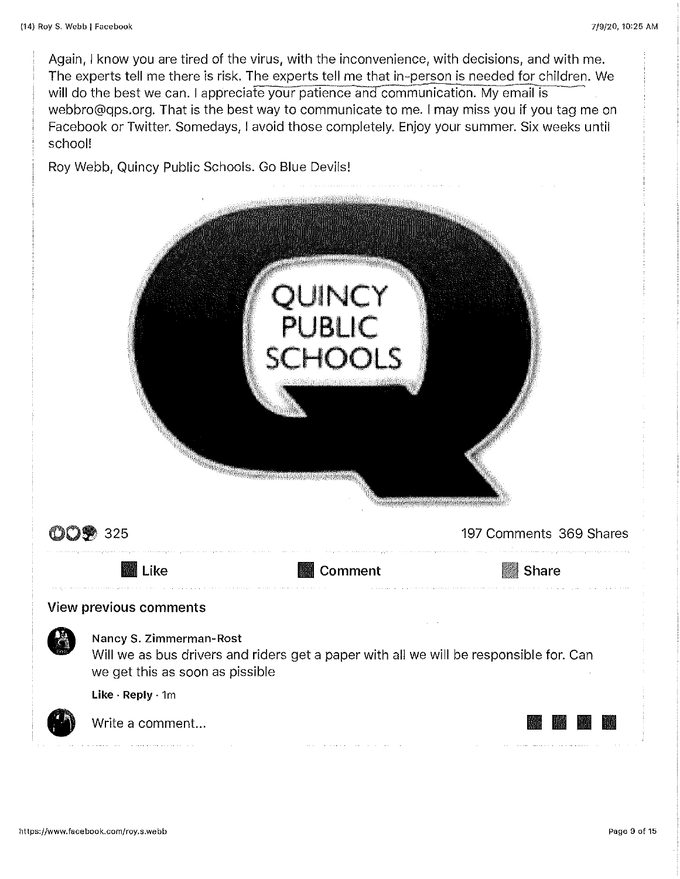Again, I know you are tired of the virus, with the inconvenience, with decisions, and with me. The experts tell me there is risk. The experts tell me that in-person is needed for children. We will do the best we can. I appreciate your patience and communication. My email is webbro@qps.org. That is the best way to communicate to me. I may miss you if you tag me on Facebook or Twitter. Somedays, I avoid those completely. Enjoy your summer. Six weeks until school!

Roy Webb, Quincy Public Schools. Go Blue Devils!

QUINCY PUBLIC SCHOOLS

325

197 Comments 369 Shares

Like Comment Share

**View previous comments**

**Nancy S. Zimmerman-Rost**
Will we as bus drivers and riders get a paper with all we will be responsible for. Can we get this as soon as pissible

**Like** · **Reply** · 1m

Write a comment...